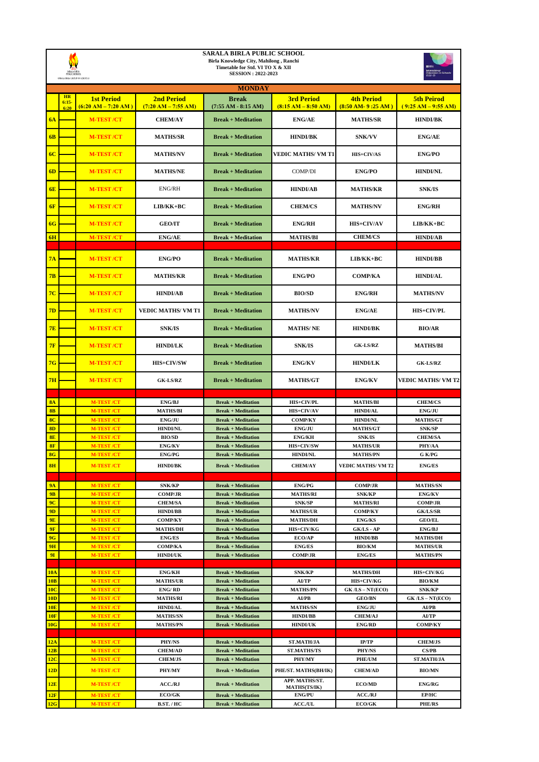# SARALA BIRLA PUBLIC SCHOOL

**Birla Knowledge City, Mahilong , Ranchi**

**Timetable for Std. VI TO X & XII**

**SESSION : 2022-2023**

## MONDAY

| | HR 6:15-6:20 | 1st Period (6:20 AM – 7:20 AM ) | 2nd Period (7:20 AM – 7:55 AM) | Break (7:55 AM - 8:15 AM) | 3rd Period (8:15 AM – 8:50 AM) | 4th Period (8:50 AM- 9 :25 AM ) | 5th Period ( 9:25 AM – 9:55 AM) |
|---|---|---|---|---|---|---|---|
| 6A | | M-TEST /CT | CHEM/AY | Break + Meditation | ENG/AE | MATHS/SR | HINDI/BK |
| 6B | | M-TEST /CT | MATHS/SR | Break + Meditation | HINDI/BK | SNK/VV | ENG/AE |
| 6C | | M-TEST /CT | MATHS/NV | Break + Meditation | VEDIC MATHS/ VM T1 | HIS+CIV/AS | ENG/PO |
| 6D | | M-TEST /CT | MATHS/NE | Break + Meditation | COMP/DI | ENG/PO | HINDI/NL |
| 6E | | M-TEST /CT | ENG/RH | Break + Meditation | HINDI/AB | MATHS/KR | SNK/IS |
| 6F | | M-TEST /CT | LIB/KK+BC | Break + Meditation | CHEM/CS | MATHS/NV | ENG/RH |
| 6G | | M-TEST /CT | GEO/IT | Break + Meditation | ENG/RH | HIS+CIV/AV | LIB/KK+BC |
| 6H | | M-TEST /CT | ENG/AE | Break + Meditation | MATHS/BI | CHEM/CS | HINDI/AB |
| | | | | | | | |
| 7A | | M-TEST /CT | ENG/PO | Break + Meditation | MATHS/KR | LIB/KK+BC | HINDI/BB |
| 7B | | M-TEST /CT | MATHS/KR | Break + Meditation | ENG/PO | COMP/KA | HINDI/AL |
| 7C | | M-TEST /CT | HINDI/AB | Break + Meditation | BIO/SD | ENG/RH | MATHS/NV |
| 7D | | M-TEST /CT | VEDIC MATHS/ VM T1 | Break + Meditation | MATHS/NV | ENG/AE | HIS+CIV/PL |
| 7E | | M-TEST /CT | SNK/IS | Break + Meditation | MATHS/ NE | HINDI/BK | BIO/AR |
| 7F | | M-TEST /CT | HINDI/LK | Break + Meditation | SNK/IS | GK-LS/RZ | MATHS/BI |
| 7G | | M-TEST /CT | HIS+CIV/SW | Break + Meditation | ENG/KV | HINDI/LK | GK-LS/RZ |
| 7H | | M-TEST /CT | GK-LS/RZ | Break + Meditation | MATHS/GT | ENG/KV | VEDIC MATHS/ VM T2 |
| | | | | | | | |
| 8A | | M-TEST /CT | ENG/BJ | Break + Meditation | HIS+CIV/PL | MATHS/BI | CHEM/CS |
| 8B | | M-TEST /CT | MATHS/BI | Break + Meditation | HIS+CIV/AV | HINDI/AL | ENG/JU |
| 8C | | M-TEST /CT | ENG/JU | Break + Meditation | COMP/KY | HINDI/NL | MATHS/GT |
| 8D | | M-TEST /CT | HINDI/NL | Break + Meditation | ENG/JU | MATHS/GT | SNK/SP |
| 8E | | M-TEST /CT | BIO/SD | Break + Meditation | ENG/KH | SNK/IS | CHEM/SA |
| 8F | | M-TEST /CT | ENG/KV | Break + Meditation | HIS+CIV/SW | MATHS/UR | PHY/AA |
| 8G | | M-TEST /CT | ENG/PG | Break + Meditation | HINDI/NL | MATHS/PN | G K/PG |
| 8H | | M-TEST /CT | HINDI/BK | Break + Meditation | CHEM/AY | VEDIC MATHS/ VM T2 | ENG/ES |
| | | | | | | | |
| 9A | | M-TEST /CT | SNK/KP | Break + Meditation | ENG/PG | COMP/JR | MATHS/SN |
| 9B | | M-TEST /CT | COMP/JR | Break + Meditation | MATHS/RI | SNK/KP | ENG/KV |
| 9C | | M-TEST /CT | CHEM/SA | Break + Meditation | SNK/SP | MATHS/RI | COMP/JR |
| 9D | | M-TEST /CT | HINDI/BB | Break + Meditation | MATHS/UR | COMP/KY | GK/LS/SR |
| 9E | | M-TEST /CT | COMP/KY | Break + Meditation | MATHS/DH | ENG/KS | GEO/EL |
| 9F | | M-TEST /CT | MATHS/DH | Break + Meditation | HIS+CIV/KG | GK/LS - AP | ENG/BJ |
| 9G | | M-TEST /CT | ENG/ES | Break + Meditation | ECO/AP | HINDI/BB | MATHS/DH |
| 9H | | M-TEST /CT | COMP/KA | Break + Meditation | ENG/ES | BIO/KM | MATHS/UR |
| 9I | | M-TEST /CT | HINDI/UK | Break + Meditation | COMP/JR | ENG/ES | MATHS/PN |
| | | | | | | | |
| 10A | | M-TEST /CT | ENG/KH | Break + Meditation | SNK/KP | MATHS/DH | HIS+CIV/KG |
| 10B | | M-TEST /CT | MATHS/UR | Break + Meditation | AI/TP | HIS+CIV/KG | BIO/KM |
| 10C | | M-TEST /CT | ENG/ RD | Break + Meditation | MATHS/PN | GK /LS – NT(ECO) | SNK/KP |
| 10D | | M-TEST /CT | MATHS/RI | Break + Meditation | AI/PB | GEO/BN | GK /LS – NT(ECO) |
| 10E | | M-TEST /CT | HINDI/AL | Break + Meditation | MATHS/SN | ENG/JU | AI/PB |
| 10F | | M-TEST /CT | MATHS/SN | Break + Meditation | HINDI/BB | CHEM/AJ | AI/TP |
| 10G | | M-TEST /CT | MATHS/PN | Break + Meditation | HINDI/UK | ENG/RD | COMP/KY |
| | | | | | | | |
| 12A | | M-TEST /CT | PHY/NS | Break + Meditation | ST.MATH/JA | IP/TP | CHEM/JS |
| 12B | | M-TEST /CT | CHEM/AD | Break + Meditation | ST.MATHS/TS | PHY/NS | CS/PB |
| 12C | | M-TEST /CT | CHEM/JS | Break + Meditation | PHY/MY | PHE/UM | ST.MATH/JA |
| 12D | | M-TEST /CT | PHY/MY | Break + Meditation | PHE/ST. MATHS(BH/IK) | CHEM/AD | BIO/MN |
| 12E | | M-TEST /CT | ACC./RJ | Break + Meditation | APP. MATHS/ST. MATHS(TS/IK) | ECO/MD | ENG/RG |
| 12F | | M-TEST /CT | ECO/GK | Break + Meditation | ENG/PU | ACC./RJ | EP/HC |
| 12G | | M-TEST /CT | B.ST. / HC | Break + Meditation | ACC./UL | ECO/GK | PHE/RS |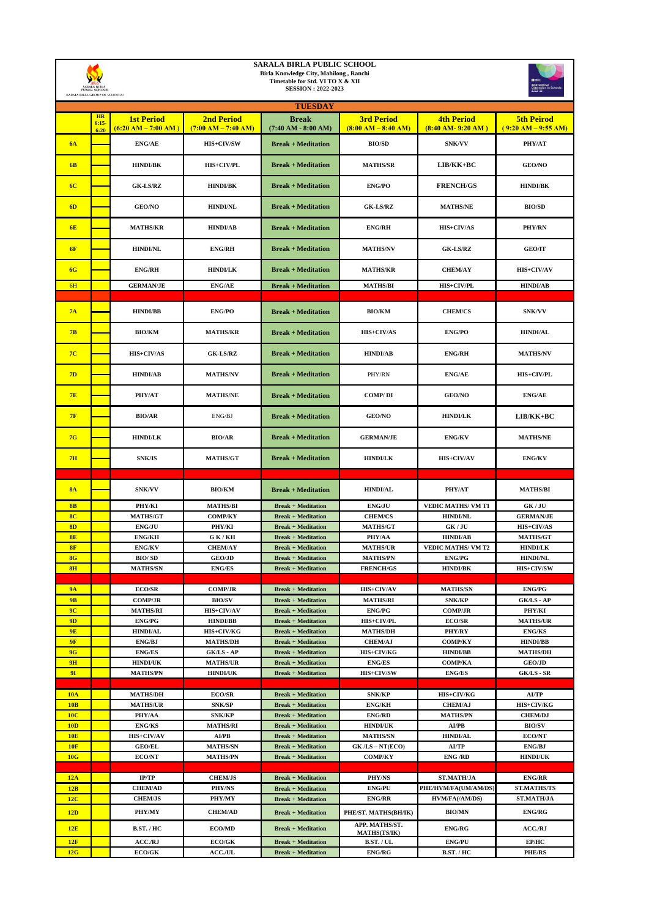# SARALA BIRLA PUBLIC SCHOOL

**Birla Knowledge City, Mahilong , Ranchi**
**Timetable for Std. VI TO X & XII**
**SESSION : 2022-2023**

## TUESDAY

| | HR 6:15-6:20 | 1st Period (6:20 AM – 7:00 AM ) | 2nd Period (7:00 AM – 7:40 AM) | Break (7:40 AM - 8:00 AM) | 3rd Period (8:00 AM – 8:40 AM) | 4th Period (8:40 AM- 9:20 AM ) | 5th Peirod ( 9:20 AM – 9:55 AM) |
|---|---|---|---|---|---|---|---|
| 6A | | ENG/AE | HIS+CIV/SW | Break + Meditation | BIO/SD | SNK/VV | PHY/AT |
| 6B | | HINDI/BK | HIS+CIV/PL | Break + Meditation | MATHS/SR | LIB/KK+BC | GEO/NO |
| 6C | | GK-LS/RZ | HINDI/BK | Break + Meditation | ENG/PO | FRENCH/GS | HINDI/BK |
| 6D | | GEO/NO | HINDI/NL | Break + Meditation | GK-LS/RZ | MATHS/NE | BIO/SD |
| 6E | | MATHS/KR | HINDI/AB | Break + Meditation | ENG/RH | HIS+CIV/AS | PHY/RN |
| 6F | | HINDI/NL | ENG/RH | Break + Meditation | MATHS/NV | GK-LS/RZ | GEO/IT |
| 6G | | ENG/RH | HINDI/LK | Break + Meditation | MATHS/KR | CHEM/AY | HIS+CIV/AV |
| 6H | | GERMAN/JE | ENG/AE | Break + Meditation | MATHS/BI | HIS+CIV/PL | HINDI/AB |
| | | | | | | | |
| 7A | | HINDI/BB | ENG/PO | Break + Meditation | BIO/KM | CHEM/CS | SNK/VV |
| 7B | | BIO/KM | MATHS/KR | Break + Meditation | HIS+CIV/AS | ENG/PO | HINDI/AL |
| 7C | | HIS+CIV/AS | GK-LS/RZ | Break + Meditation | HINDI/AB | ENG/RH | MATHS/NV |
| 7D | | HINDI/AB | MATHS/NV | Break + Meditation | PHY/RN | ENG/AE | HIS+CIV/PL |
| 7E | | PHY/AT | MATHS/NE | Break + Meditation | COMP/ DI | GEO/NO | ENG/AE |
| 7F | | BIO/AR | ENG/BJ | Break + Meditation | GEO/NO | HINDI/LK | LIB/KK+BC |
| 7G | | HINDI/LK | BIO/AR | Break + Meditation | GERMAN/JE | ENG/KV | MATHS/NE |
| 7H | | SNK/IS | MATHS/GT | Break + Meditation | HINDI/LK | HIS+CIV/AV | ENG/KV |
| | | | | | | | |
| 8A | | SNK/VV | BIO/KM | Break + Meditation | HINDI/AL | PHY/AT | MATHS/BI |
| 8B | | PHY/KI | MATHS/BI | Break + Meditation | ENG/JU | VEDIC MATHS/ VM T1 | GK / JU |
| 8C | | MATHS/GT | COMP/KY | Break + Meditation | CHEM/CS | HINDI/NL | GERMAN/JE |
| 8D | | ENG/JU | PHY/KI | Break + Meditation | MATHS/GT | GK / JU | HIS+CIV/AS |
| 8E | | ENG/KH | G K / KH | Break + Meditation | PHY/AA | HINDI/AB | MATHS/GT |
| 8F | | ENG/KV | CHEM/AY | Break + Meditation | MATHS/UR | VEDIC MATHS/ VM T2 | HINDI/LK |
| 8G | | BIO/ SD | GEO/JD | Break + Meditation | MATHS/PN | ENG/PG | HINDI/NL |
| 8H | | MATHS/SN | ENG/ES | Break + Meditation | FRENCH/GS | HINDI/BK | HIS+CIV/SW |
| | | | | | | | |
| 9A | | ECO/SR | COMP/JR | Break + Meditation | HIS+CIV/AV | MATHS/SN | ENG/PG |
| 9B | | COMP/JR | BIO/SV | Break + Meditation | MATHS/RI | SNK/KP | GK/LS - AP |
| 9C | | MATHS/RI | HIS+CIV/AV | Break + Meditation | ENG/PG | COMP/JR | PHY/KI |
| 9D | | ENG/PG | HINDI/BB | Break + Meditation | HIS+CIV/PL | ECO/SR | MATHS/UR |
| 9E | | HINDI/AL | HIS+CIV/KG | Break + Meditation | MATHS/DH | PHY/RY | ENG/KS |
| 9F | | ENG/BJ | MATHS/DH | Break + Meditation | CHEM/AJ | COMP/KY | HINDI/BB |
| 9G | | ENG/ES | GK/LS - AP | Break + Meditation | HIS+CIV/KG | HINDI/BB | MATHS/DH |
| 9H | | HINDI/UK | MATHS/UR | Break + Meditation | ENG/ES | COMP/KA | GEO/JD |
| 9I | | MATHS/PN | HINDI/UK | Break + Meditation | HIS+CIV/SW | ENG/ES | GK/LS - SR |
| | | | | | | | |
| 10A | | MATHS/DH | ECO/SR | Break + Meditation | SNK/KP | HIS+CIV/KG | AI/TP |
| 10B | | MATHS/UR | SNK/SP | Break + Meditation | ENG/KH | CHEM/AJ | HIS+CIV/KG |
| 10C | | PHY/AA | SNK/KP | Break + Meditation | ENG/RD | MATHS/PN | CHEM/DJ |
| 10D | | ENG/KS | MATHS/RI | Break + Meditation | HINDI/UK | AI/PB | BIO/SV |
| 10E | | HIS+CIV/AV | AI/PB | Break + Meditation | MATHS/SN | HINDI/AL | ECO/NT |
| 10F | | GEO/EL | MATHS/SN | Break + Meditation | GK /LS – NT(ECO) | AI/TP | ENG/BJ |
| 10G | | ECO/NT | MATHS/PN | Break + Meditation | COMP/KY | ENG /RD | HINDI/UK |
| | | | | | | | |
| 12A | | IP/TP | CHEM/JS | Break + Meditation | PHY/NS | ST.MATH/JA | ENG/RR |
| 12B | | CHEM/AD | PHY/NS | Break + Meditation | ENG/PU | PHE/HVM/FA(UM/AM/DS) | ST.MATHS/TS |
| 12C | | CHEM/JS | PHY/MY | Break + Meditation | ENG/RR | HVM/FA(/AM/DS) | ST.MATH/JA |
| 12D | | PHY/MY | CHEM/AD | Break + Meditation | PHE/ST. MATHS(BH/IK) | BIO/MN | ENG/RG |
| 12E | | B.ST. / HC | ECO/MD | Break + Meditation | APP. MATHS/ST. MATHS(TS/IK) | ENG/RG | ACC./RJ |
| 12F | | ACC./RJ | ECO/GK | Break + Meditation | B.ST. / UL | ENG/PU | EP/HC |
| 12G | | ECO/GK | ACC./UL | Break + Meditation | ENG/RG | B.ST. / HC | PHE/RS |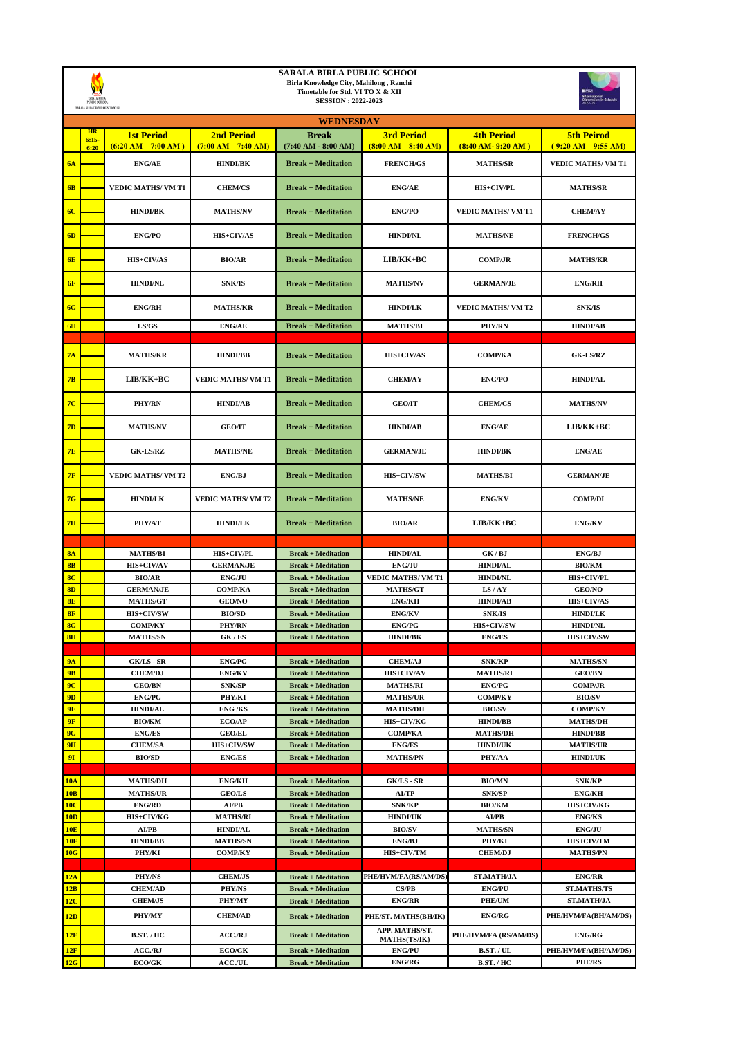# SARALA BIRLA PUBLIC SCHOOL

**Birla Knowledge City, Mahilong , Ranchi**
**Timetable for Std. VI TO X & XII**
**SESSION : 2022-2023**

## WEDNESDAY

| | HR 6:15-6:20 | 1st Period (6:20 AM – 7:00 AM) | 2nd Period (7:00 AM – 7:40 AM) | Break (7:40 AM - 8:00 AM) | 3rd Period (8:00 AM – 8:40 AM) | 4th Period (8:40 AM- 9:20 AM) | 5th Peirod (9:20 AM – 9:55 AM) |
|---|---|---|---|---|---|---|---|
| 6A | | ENG/AE | HINDI/BK | Break + Meditation | FRENCH/GS | MATHS/SR | VEDIC MATHS/ VM T1 |
| 6B | | VEDIC MATHS/ VM T1 | CHEM/CS | Break + Meditation | ENG/AE | HIS+CIV/PL | MATHS/SR |
| 6C | | HINDI/BK | MATHS/NV | Break + Meditation | ENG/PO | VEDIC MATHS/ VM T1 | CHEM/AY |
| 6D | | ENG/PO | HIS+CIV/AS | Break + Meditation | HINDI/NL | MATHS/NE | FRENCH/GS |
| 6E | | HIS+CIV/AS | BIO/AR | Break + Meditation | LIB/KK+BC | COMP/JR | MATHS/KR |
| 6F | | HINDI/NL | SNK/IS | Break + Meditation | MATHS/NV | GERMAN/JE | ENG/RH |
| 6G | | ENG/RH | MATHS/KR | Break + Meditation | HINDI/LK | VEDIC MATHS/ VM T2 | SNK/IS |
| 6H | | LS/GS | ENG/AE | Break + Meditation | MATHS/BI | PHY/RN | HINDI/AB |
| | | | | | | | |
| 7A | | MATHS/KR | HINDI/BB | Break + Meditation | HIS+CIV/AS | COMP/KA | GK-LS/RZ |
| 7B | | LIB/KK+BC | VEDIC MATHS/ VM T1 | Break + Meditation | CHEM/AY | ENG/PO | HINDI/AL |
| 7C | | PHY/RN | HINDI/AB | Break + Meditation | GEO/IT | CHEM/CS | MATHS/NV |
| 7D | | MATHS/NV | GEO/IT | Break + Meditation | HINDI/AB | ENG/AE | LIB/KK+BC |
| 7E | | GK-LS/RZ | MATHS/NE | Break + Meditation | GERMAN/JE | HINDI/BK | ENG/AE |
| 7F | | VEDIC MATHS/ VM T2 | ENG/BJ | Break + Meditation | HIS+CIV/SW | MATHS/BI | GERMAN/JE |
| 7G | | HINDI/LK | VEDIC MATHS/ VM T2 | Break + Meditation | MATHS/NE | ENG/KV | COMP/DI |
| 7H | | PHY/AT | HINDI/LK | Break + Meditation | BIO/AR | LIB/KK+BC | ENG/KV |
| | | | | | | | |
| 8A | | MATHS/BI | HIS+CIV/PL | Break + Meditation | HINDI/AL | GK / BJ | ENG/BJ |
| 8B | | HIS+CIV/AV | GERMAN/JE | Break + Meditation | ENG/JU | HINDI/AL | BIO/KM |
| 8C | | BIO/AR | ENG/JU | Break + Meditation | VEDIC MATHS/ VM T1 | HINDI/NL | HIS+CIV/PL |
| 8D | | GERMAN/JE | COMP/KA | Break + Meditation | MATHS/GT | LS / AY | GEO/NO |
| 8E | | MATHS/GT | GEO/NO | Break + Meditation | ENG/KH | HINDI/AB | HIS+CIV/AS |
| 8F | | HIS+CIV/SW | BIO/SD | Break + Meditation | ENG/KV | SNK/IS | HINDI/LK |
| 8G | | COMP/KY | PHY/RN | Break + Meditation | ENG/PG | HIS+CIV/SW | HINDI/NL |
| 8H | | MATHS/SN | GK / ES | Break + Meditation | HINDI/BK | ENG/ES | HIS+CIV/SW |
| | | | | | | | |
| 9A | | GK/LS - SR | ENG/PG | Break + Meditation | CHEM/AJ | SNK/KP | MATHS/SN |
| 9B | | CHEM/DJ | ENG/KV | Break + Meditation | HIS+CIV/AV | MATHS/RI | GEO/BN |
| 9C | | GEO/BN | SNK/SP | Break + Meditation | MATHS/RI | ENG/PG | COMP/JR |
| 9D | | ENG/PG | PHY/KI | Break + Meditation | MATHS/UR | COMP/KY | BIO/SV |
| 9E | | HINDI/AL | ENG /KS | Break + Meditation | MATHS/DH | BIO/SV | COMP/KY |
| 9F | | BIO/KM | ECO/AP | Break + Meditation | HIS+CIV/KG | HINDI/BB | MATHS/DH |
| 9G | | ENG/ES | GEO/EL | Break + Meditation | COMP/KA | MATHS/DH | HINDI/BB |
| 9H | | CHEM/SA | HIS+CIV/SW | Break + Meditation | ENG/ES | HINDI/UK | MATHS/UR |
| 9I | | BIO/SD | ENG/ES | Break + Meditation | MATHS/PN | PHY/AA | HINDI/UK |
| | | | | | | | |
| 10A | | MATHS/DH | ENG/KH | Break + Meditation | GK/LS - SR | BIO/MN | SNK/KP |
| 10B | | MATHS/UR | GEO/LS | Break + Meditation | AI/TP | SNK/SP | ENG/KH |
| 10C | | ENG/RD | AI/PB | Break + Meditation | SNK/KP | BIO/KM | HIS+CIV/KG |
| 10D | | HIS+CIV/KG | MATHS/RI | Break + Meditation | HINDI/UK | AI/PB | ENG/KS |
| 10E | | AI/PB | HINDI/AL | Break + Meditation | BIO/SV | MATHS/SN | ENG/JU |
| 10F | | HINDI/BB | MATHS/SN | Break + Meditation | ENG/BJ | PHY/KI | HIS+CIV/TM |
| 10G | | PHY/KI | COMP/KY | Break + Meditation | HIS+CIV/TM | CHEM/DJ | MATHS/PN |
| | | | | | | | |
| 12A | | PHY/NS | CHEM/JS | Break + Meditation | PHE/HVM/FA(RS/AM/DS) | ST.MATH/JA | ENG/RR |
| 12B | | CHEM/AD | PHY/NS | Break + Meditation | CS/PB | ENG/PU | ST.MATHS/TS |
| 12C | | CHEM/JS | PHY/MY | Break + Meditation | ENG/RR | PHE/UM | ST.MATH/JA |
| 12D | | PHY/MY | CHEM/AD | Break + Meditation | PHE/ST. MATHS(BH/IK) | ENG/RG | PHE/HVM/FA(BH/AM/DS) |
| 12E | | B.ST. / HC | ACC./RJ | Break + Meditation | APP. MATHS/ST. MATHS(TS/IK) | PHE/HVM/FA (RS/AM/DS) | ENG/RG |
| 12F | | ACC./RJ | ECO/GK | Break + Meditation | ENG/PU | B.ST. / UL | PHE/HVM/FA(BH/AM/DS) |
| 12G | | ECO/GK | ACC./UL | Break + Meditation | ENG/RG | B.ST. / HC | PHE/RS |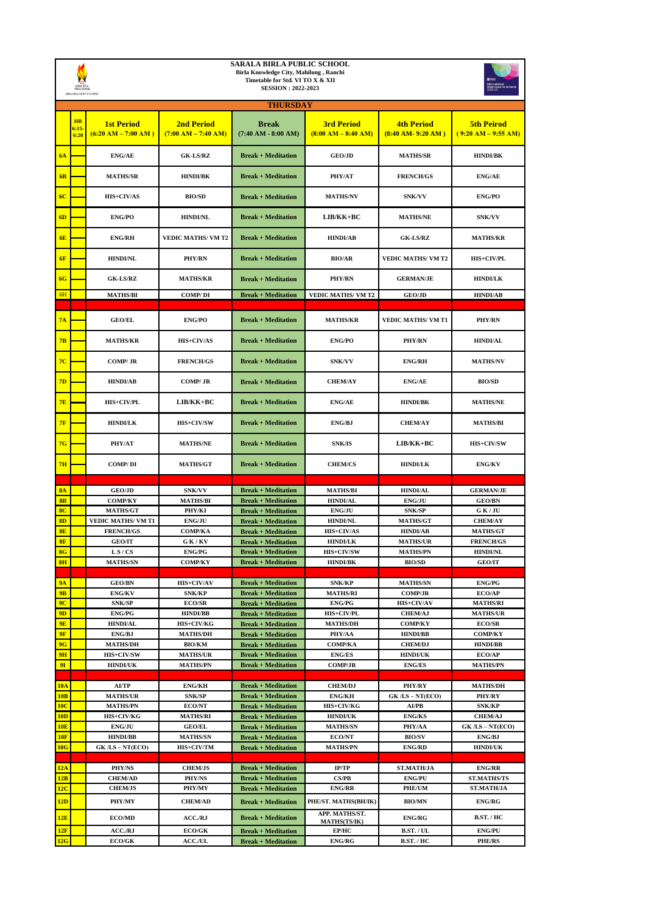# SARALA BIRLA PUBLIC SCHOOL

**Birla Knowledge City, Mahilong , Ranchi**
**Timetable for Std. VI TO X & XII**
**SESSION : 2022-2023**

## THURSDAY

| | HR 6:15-6:20 | 1st Period (6:20 AM – 7:00 AM ) | 2nd Period (7:00 AM – 7:40 AM) | Break (7:40 AM - 8:00 AM) | 3rd Period (8:00 AM – 8:40 AM) | 4th Period (8:40 AM- 9:20 AM ) | 5th Peirod ( 9:20 AM – 9:55 AM) |
|---|---|---|---|---|---|---|---|
| 6A | | ENG/AE | GK-LS/RZ | Break + Meditation | GEO/JD | MATHS/SR | HINDI/BK |
| 6B | | MATHS/SR | HINDI/BK | Break + Meditation | PHY/AT | FRENCH/GS | ENG/AE |
| 6C | | HIS+CIV/AS | BIO/SD | Break + Meditation | MATHS/NV | SNK/VV | ENG/PO |
| 6D | | ENG/PO | HINDI/NL | Break + Meditation | LIB/KK+BC | MATHS/NE | SNK/VV |
| 6E | | ENG/RH | VEDIC MATHS/ VM T2 | Break + Meditation | HINDI/AB | GK-LS/RZ | MATHS/KR |
| 6F | | HINDI/NL | PHY/RN | Break + Meditation | BIO/AR | VEDIC MATHS/ VM T2 | HIS+CIV/PL |
| 6G | | GK-LS/RZ | MATHS/KR | Break + Meditation | PHY/RN | GERMAN/JE | HINDI/LK |
| 6H | | MATHS/BI | COMP/ DI | Break + Meditation | VEDIC MATHS/ VM T2 | GEO/JD | HINDI/AB |
| | | | | | | | |
| 7A | | GEO/EL | ENG/PO | Break + Meditation | MATHS/KR | VEDIC MATHS/ VM T1 | PHY/RN |
| 7B | | MATHS/KR | HIS+CIV/AS | Break + Meditation | ENG/PO | PHY/RN | HINDI/AL |
| 7C | | COMP/ JR | FRENCH/GS | Break + Meditation | SNK/VV | ENG/RH | MATHS/NV |
| 7D | | HINDI/AB | COMP/ JR | Break + Meditation | CHEM/AY | ENG/AE | BIO/SD |
| 7E | | HIS+CIV/PL | LIB/KK+BC | Break + Meditation | ENG/AE | HINDI/BK | MATHS/NE |
| 7F | | HINDI/LK | HIS+CIV/SW | Break + Meditation | ENG/BJ | CHEM/AY | MATHS/BI |
| 7G | | PHY/AT | MATHS/NE | Break + Meditation | SNK/IS | LIB/KK+BC | HIS+CIV/SW |
| 7H | | COMP/ DI | MATHS/GT | Break + Meditation | CHEM/CS | HINDI/LK | ENG/KV |
| | | | | | | | |
| 8A | | GEO/JD | SNK/VV | Break + Meditation | MATHS/BI | HINDI/AL | GERMAN/JE |
| 8B | | COMP/KY | MATHS/BI | Break + Meditation | HINDI/AL | ENG/JU | GEO/BN |
| 8C | | MATHS/GT | PHY/KI | Break + Meditation | ENG/JU | SNK/SP | G K / JU |
| 8D | | VEDIC MATHS/ VM T1 | ENG/JU | Break + Meditation | HINDI/NL | MATHS/GT | CHEM/AY |
| 8E | | FRENCH/GS | COMP/KA | Break + Meditation | HIS+CIV/AS | HINDI/AB | MATHS/GT |
| 8F | | GEO/IT | G K / KV | Break + Meditation | HINDI/LK | MATHS/UR | FRENCH/GS |
| 8G | | L S / CS | ENG/PG | Break + Meditation | HIS+CIV/SW | MATHS/PN | HINDI/NL |
| 8H | | MATHS/SN | COMP/KY | Break + Meditation | HINDI/BK | BIO/SD | GEO/IT |
| | | | | | | | |
| 9A | | GEO/BN | HIS+CIV/AV | Break + Meditation | SNK/KP | MATHS/SN | ENG/PG |
| 9B | | ENG/KV | SNK/KP | Break + Meditation | MATHS/RI | COMP/JR | ECO/AP |
| 9C | | SNK/SP | ECO/SR | Break + Meditation | ENG/PG | HIS+CIV/AV | MATHS/RI |
| 9D | | ENG/PG | HINDI/BB | Break + Meditation | HIS+CIV/PL | CHEM/AJ | MATHS/UR |
| 9E | | HINDI/AL | HIS+CIV/KG | Break + Meditation | MATHS/DH | COMP/KY | ECO/SR |
| 9F | | ENG/BJ | MATHS/DH | Break + Meditation | PHY/AA | HINDI/BB | COMP/KY |
| 9G | | MATHS/DH | BIO/KM | Break + Meditation | COMP/KA | CHEM/DJ | HINDI/BB |
| 9H | | HIS+CIV/SW | MATHS/UR | Break + Meditation | ENG/ES | HINDI/UK | ECO/AP |
| 9I | | HINDI/UK | MATHS/PN | Break + Meditation | COMP/JR | ENG/ES | MATHS/PN |
| | | | | | | | |
| 10A | | AI/TP | ENG/KH | Break + Meditation | CHEM/DJ | PHY/RY | MATHS/DH |
| 10B | | MATHS/UR | SNK/SP | Break + Meditation | ENG/KH | GK /LS – NT(ECO) | PHY/RY |
| 10C | | MATHS/PN | ECO/NT | Break + Meditation | HIS+CIV/KG | AI/PB | SNK/KP |
| 10D | | HIS+CIV/KG | MATHS/RI | Break + Meditation | HINDI/UK | ENG/KS | CHEM/AJ |
| 10E | | ENG/JU | GEO/EL | Break + Meditation | MATHS/SN | PHY/AA | GK /LS – NT(ECO) |
| 10F | | HINDI/BB | MATHS/SN | Break + Meditation | ECO/NT | BIO/SV | ENG/BJ |
| 10G | | GK /LS – NT(ECO) | HIS+CIV/TM | Break + Meditation | MATHS/PN | ENG/RD | HINDI/UK |
| | | | | | | | |
| 12A | | PHY/NS | CHEM/JS | Break + Meditation | IP/TP | ST.MATH/JA | ENG/RR |
| 12B | | CHEM/AD | PHY/NS | Break + Meditation | CS/PB | ENG/PU | ST.MATHS/TS |
| 12C | | CHEM/JS | PHY/MY | Break + Meditation | ENG/RR | PHE/UM | ST.MATH/JA |
| 12D | | PHY/MY | CHEM/AD | Break + Meditation | PHE/ST. MATHS(BH/IK) | BIO/MN | ENG/RG |
| 12E | | ECO/MD | ACC./RJ | Break + Meditation | APP. MATHS/ST. MATHS(TS/IK) | ENG/RG | B.ST. / HC |
| 12F | | ACC./RJ | ECO/GK | Break + Meditation | EP/HC | B.ST. / UL | ENG/PU |
| 12G | | ECO/GK | ACC./UL | Break + Meditation | ENG/RG | B.ST. / HC | PHE/RS |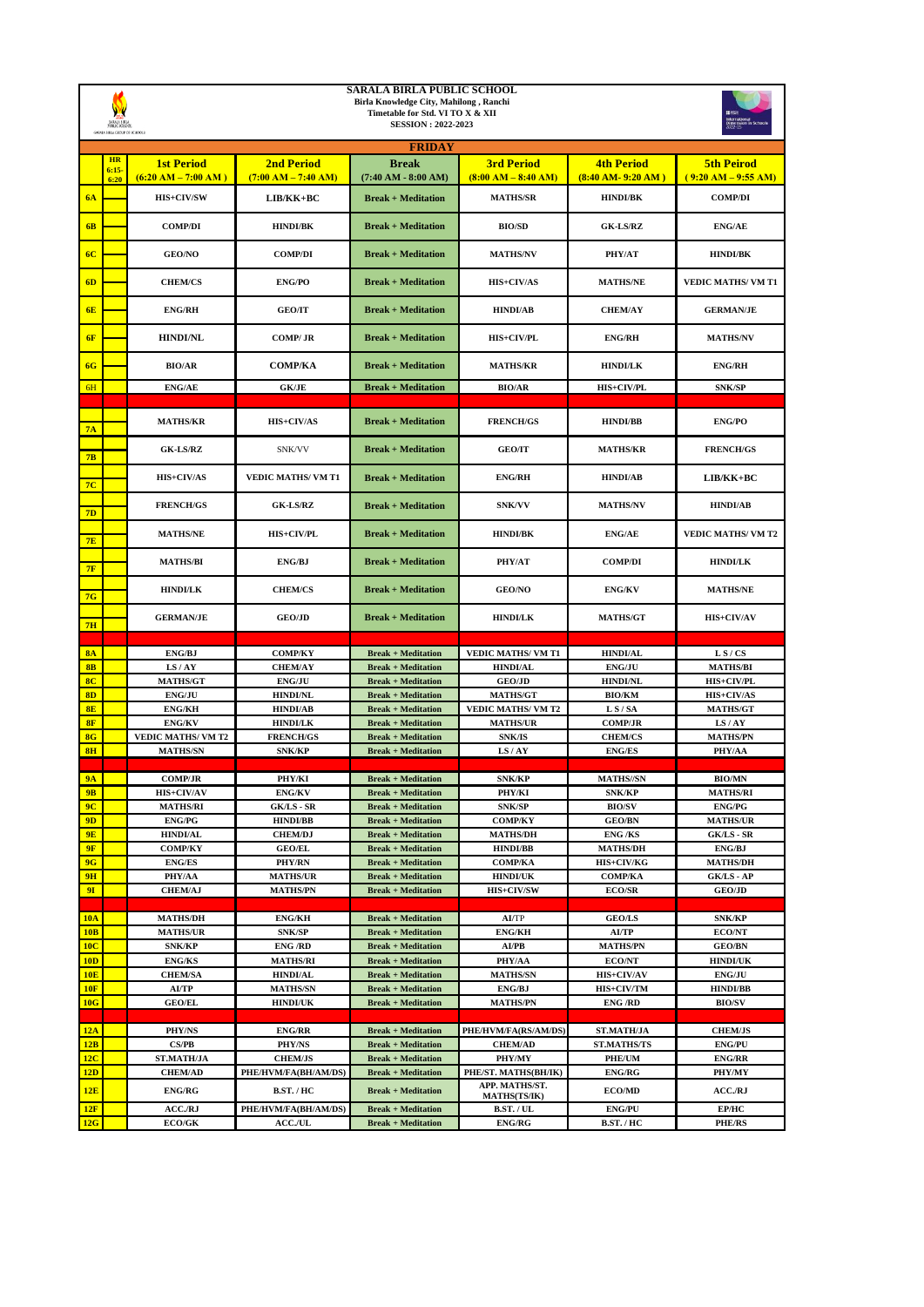# SARALA BIRLA PUBLIC SCHOOL

**Birla Knowledge City, Mahilong , Ranchi**

**Timetable for Std. VI TO X & XII**

**SESSION : 2022-2023**

## FRIDAY

| | HR 6:15-6:20 | 1st Period (6:20 AM – 7:00 AM ) | 2nd Period (7:00 AM – 7:40 AM) | Break (7:40 AM - 8:00 AM) | 3rd Period (8:00 AM – 8:40 AM) | 4th Period (8:40 AM- 9:20 AM ) | 5th Peirod ( 9:20 AM – 9:55 AM) |
|---|---|---|---|---|---|---|---|
| 6A | | HIS+CIV/SW | LIB/KK+BC | Break + Meditation | MATHS/SR | HINDI/BK | COMP/DI |
| 6B | | COMP/DI | HINDI/BK | Break + Meditation | BIO/SD | GK-LS/RZ | ENG/AE |
| 6C | | GEO/NO | COMP/DI | Break + Meditation | MATHS/NV | PHY/AT | HINDI/BK |
| 6D | | CHEM/CS | ENG/PO | Break + Meditation | HIS+CIV/AS | MATHS/NE | VEDIC MATHS/ VM T1 |
| 6E | | ENG/RH | GEO/IT | Break + Meditation | HINDI/AB | CHEM/AY | GERMAN/JE |
| 6F | | HINDI/NL | COMP/ JR | Break + Meditation | HIS+CIV/PL | ENG/RH | MATHS/NV |
| 6G | | BIO/AR | COMP/KA | Break + Meditation | MATHS/KR | HINDI/LK | ENG/RH |
| 6H | | ENG/AE | GK/JE | Break + Meditation | BIO/AR | HIS+CIV/PL | SNK/SP |
| | | | | | | | |
| 7A | | MATHS/KR | HIS+CIV/AS | Break + Meditation | FRENCH/GS | HINDI/BB | ENG/PO |
| 7B | | GK-LS/RZ | SNK/VV | Break + Meditation | GEO/IT | MATHS/KR | FRENCH/GS |
| 7C | | HIS+CIV/AS | VEDIC MATHS/ VM T1 | Break + Meditation | ENG/RH | HINDI/AB | LIB/KK+BC |
| 7D | | FRENCH/GS | GK-LS/RZ | Break + Meditation | SNK/VV | MATHS/NV | HINDI/AB |
| 7E | | MATHS/NE | HIS+CIV/PL | Break + Meditation | HINDI/BK | ENG/AE | VEDIC MATHS/ VM T2 |
| 7F | | MATHS/BI | ENG/BJ | Break + Meditation | PHY/AT | COMP/DI | HINDI/LK |
| 7G | | HINDI/LK | CHEM/CS | Break + Meditation | GEO/NO | ENG/KV | MATHS/NE |
| 7H | | GERMAN/JE | GEO/JD | Break + Meditation | HINDI/LK | MATHS/GT | HIS+CIV/AV |
| | | | | | | | |
| 8A | | ENG/BJ | COMP/KY | Break + Meditation | VEDIC MATHS/ VM T1 | HINDI/AL | L S / CS |
| 8B | | LS / AY | CHEM/AY | Break + Meditation | HINDI/AL | ENG/JU | MATHS/BI |
| 8C | | MATHS/GT | ENG/JU | Break + Meditation | GEO/JD | HINDI/NL | HIS+CIV/PL |
| 8D | | ENG/JU | HINDI/NL | Break + Meditation | MATHS/GT | BIO/KM | HIS+CIV/AS |
| 8E | | ENG/KH | HINDI/AB | Break + Meditation | VEDIC MATHS/ VM T2 | L S / SA | MATHS/GT |
| 8F | | ENG/KV | HINDI/LK | Break + Meditation | MATHS/UR | COMP/JR | LS / AY |
| 8G | | VEDIC MATHS/ VM T2 | FRENCH/GS | Break + Meditation | SNK/IS | CHEM/CS | MATHS/PN |
| 8H | | MATHS/SN | SNK/KP | Break + Meditation | LS / AY | ENG/ES | PHY/AA |
| | | | | | | | |
| 9A | | COMP/JR | PHY/KI | Break + Meditation | SNK/KP | MATHS//SN | BIO/MN |
| 9B | | HIS+CIV/AV | ENG/KV | Break + Meditation | PHY/KI | SNK/KP | MATHS/RI |
| 9C | | MATHS/RI | GK/LS - SR | Break + Meditation | SNK/SP | BIO/SV | ENG/PG |
| 9D | | ENG/PG | HINDI/BB | Break + Meditation | COMP/KY | GEO/BN | MATHS/UR |
| 9E | | HINDI/AL | CHEM/DJ | Break + Meditation | MATHS/DH | ENG /KS | GK/LS - SR |
| 9F | | COMP/KY | GEO/EL | Break + Meditation | HINDI/BB | MATHS/DH | ENG/BJ |
| 9G | | ENG/ES | PHY/RN | Break + Meditation | COMP/KA | HIS+CIV/KG | MATHS/DH |
| 9H | | PHY/AA | MATHS/UR | Break + Meditation | HINDI/UK | COMP/KA | GK/LS - AP |
| 9I | | CHEM/AJ | MATHS/PN | Break + Meditation | HIS+CIV/SW | ECO/SR | GEO/JD |
| | | | | | | | |
| 10A | | MATHS/DH | ENG/KH | Break + Meditation | AI/TP | GEO/LS | SNK/KP |
| 10B | | MATHS/UR | SNK/SP | Break + Meditation | ENG/KH | AI/TP | ECO/NT |
| 10C | | SNK/KP | ENG /RD | Break + Meditation | AI/PB | MATHS/PN | GEO/BN |
| 10D | | ENG/KS | MATHS/RI | Break + Meditation | PHY/AA | ECO/NT | HINDI/UK |
| 10E | | CHEM/SA | HINDI/AL | Break + Meditation | MATHS/SN | HIS+CIV/AV | ENG/JU |
| 10F | | AI/TP | MATHS/SN | Break + Meditation | ENG/BJ | HIS+CIV/TM | HINDI/BB |
| 10G | | GEO/EL | HINDI/UK | Break + Meditation | MATHS/PN | ENG /RD | BIO/SV |
| | | | | | | | |
| 12A | | PHY/NS | ENG/RR | Break + Meditation | PHE/HVM/FA(RS/AM/DS) | ST.MATH/JA | CHEM/JS |
| 12B | | CS/PB | PHY/NS | Break + Meditation | CHEM/AD | ST.MATHS/TS | ENG/PU |
| 12C | | ST.MATH/JA | CHEM/JS | Break + Meditation | PHY/MY | PHE/UM | ENG/RR |
| 12D | | CHEM/AD | PHE/HVM/FA(BH/AM/DS) | Break + Meditation | PHE/ST. MATHS(BH/IK) | ENG/RG | PHY/MY |
| 12E | | ENG/RG | B.ST. / HC | Break + Meditation | APP. MATHS/ST. MATHS(TS/IK) | ECO/MD | ACC./RJ |
| 12F | | ACC./RJ | PHE/HVM/FA(BH/AM/DS) | Break + Meditation | B.ST. / UL | ENG/PU | EP/HC |
| 12G | | ECO/GK | ACC./UL | Break + Meditation | ENG/RG | B.ST. / HC | PHE/RS |